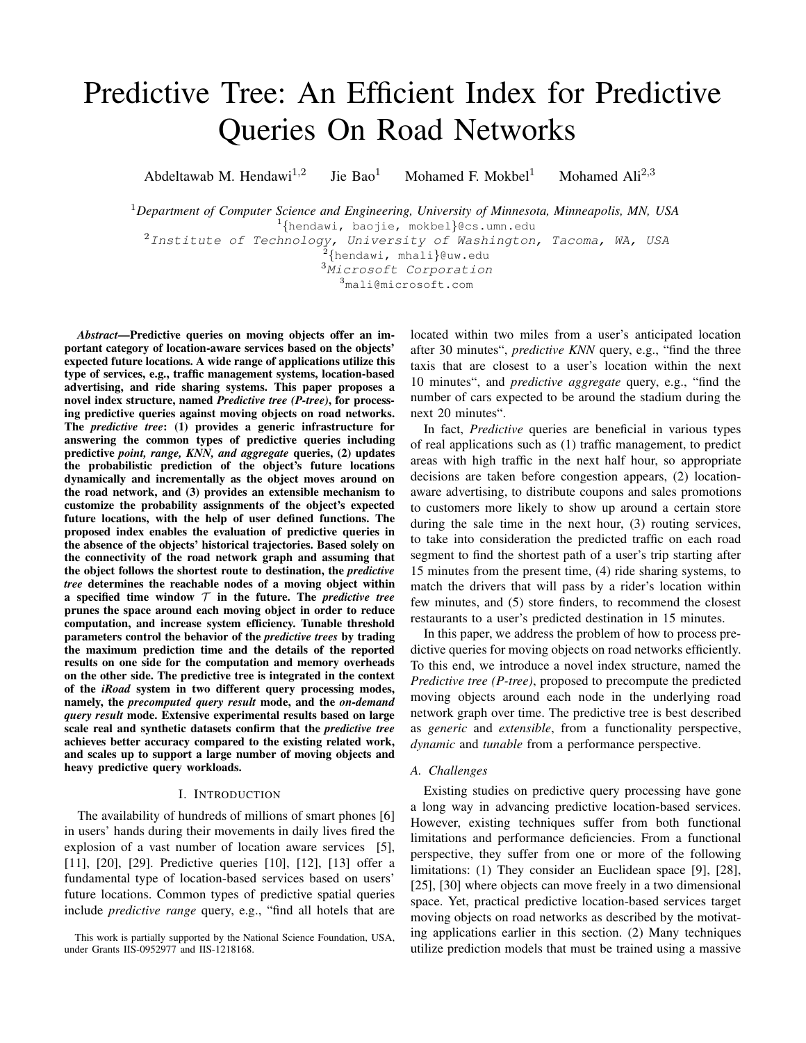# Predictive Tree: An Efficient Index for Predictive Queries On Road Networks

Abdeltawab M. Hendawi[1,2] Jie Bao[1] Mohamed F. Mokbel[1] Mohamed Ali[2,3]

[1]*Department of Computer Science and Engineering, University of Minnesota, Minneapolis, MN, USA*
[1]{hendawi, baojie, mokbel}@cs.umn.edu
[2]*Institute of Technology, University of Washington, Tacoma, WA, USA*
[2]{hendawi, mhali}@uw.edu
[3]*Microsoft Corporation*
[3]mali@microsoft.com

***Abstract*—Predictive queries on moving objects offer an important category of location-aware services based on the objects' expected future locations. A wide range of applications utilize this type of services, e.g., traffic management systems, location-based advertising, and ride sharing systems. This paper proposes a novel index structure, named *Predictive tree (P-tree)*, for processing predictive queries against moving objects on road networks. The *predictive tree*: (1) provides a generic infrastructure for answering the common types of predictive queries including predictive *point, range, KNN, and aggregate* queries, (2) updates the probabilistic prediction of the object's future locations dynamically and incrementally as the object moves around on the road network, and (3) provides an extensible mechanism to customize the probability assignments of the object's expected future locations, with the help of user defined functions. The proposed index enables the evaluation of predictive queries in the absence of the objects' historical trajectories. Based solely on the connectivity of the road network graph and assuming that the object follows the shortest route to destination, the *predictive tree* determines the reachable nodes of a moving object within a specified time window $\mathcal{T}$ in the future. The *predictive tree* prunes the space around each moving object in order to reduce computation, and increase system efficiency. Tunable threshold parameters control the behavior of the *predictive trees* by trading the maximum prediction time and the details of the reported results on one side for the computation and memory overheads on the other side. The predictive tree is integrated in the context of the *iRoad* system in two different query processing modes, namely, the *precomputed query result* mode, and the *on-demand query result* mode. Extensive experimental results based on large scale real and synthetic datasets confirm that the *predictive tree* achieves better accuracy compared to the existing related work, and scales up to support a large number of moving objects and heavy predictive query workloads.**

## I. Introduction

The availability of hundreds of millions of smart phones [6] in users' hands during their movements in daily lives fired the explosion of a vast number of location aware services [5], [11], [20], [29]. Predictive queries [10], [12], [13] offer a fundamental type of location-based services based on users' future locations. Common types of predictive spatial queries include *predictive range* query, e.g., "find all hotels that are located within two miles from a user's anticipated location after 30 minutes", *predictive KNN* query, e.g., "find the three taxis that are closest to a user's location within the next 10 minutes", and *predictive aggregate* query, e.g., "find the number of cars expected to be around the stadium during the next 20 minutes".

In fact, *Predictive* queries are beneficial in various types of real applications such as (1) traffic management, to predict areas with high traffic in the next half hour, so appropriate decisions are taken before congestion appears, (2) location-aware advertising, to distribute coupons and sales promotions to customers more likely to show up around a certain store during the sale time in the next hour, (3) routing services, to take into consideration the predicted traffic on each road segment to find the shortest path of a user's trip starting after 15 minutes from the present time, (4) ride sharing systems, to match the drivers that will pass by a rider's location within few minutes, and (5) store finders, to recommend the closest restaurants to a user's predicted destination in 15 minutes.

In this paper, we address the problem of how to process predictive queries for moving objects on road networks efficiently. To this end, we introduce a novel index structure, named the *Predictive tree (P-tree)*, proposed to precompute the predicted moving objects around each node in the underlying road network graph over time. The predictive tree is best described as *generic* and *extensible*, from a functionality perspective, *dynamic* and *tunable* from a performance perspective.

### A. Challenges

Existing studies on predictive query processing have gone a long way in advancing predictive location-based services. However, existing techniques suffer from both functional limitations and performance deficiencies. From a functional perspective, they suffer from one or more of the following limitations: (1) They consider an Euclidean space [9], [28], [25], [30] where objects can move freely in a two dimensional space. Yet, practical predictive location-based services target moving objects on road networks as described by the motivating applications earlier in this section. (2) Many techniques utilize prediction models that must be trained using a massive

This work is partially supported by the National Science Foundation, USA, under Grants IIS-0952977 and IIS-1218168.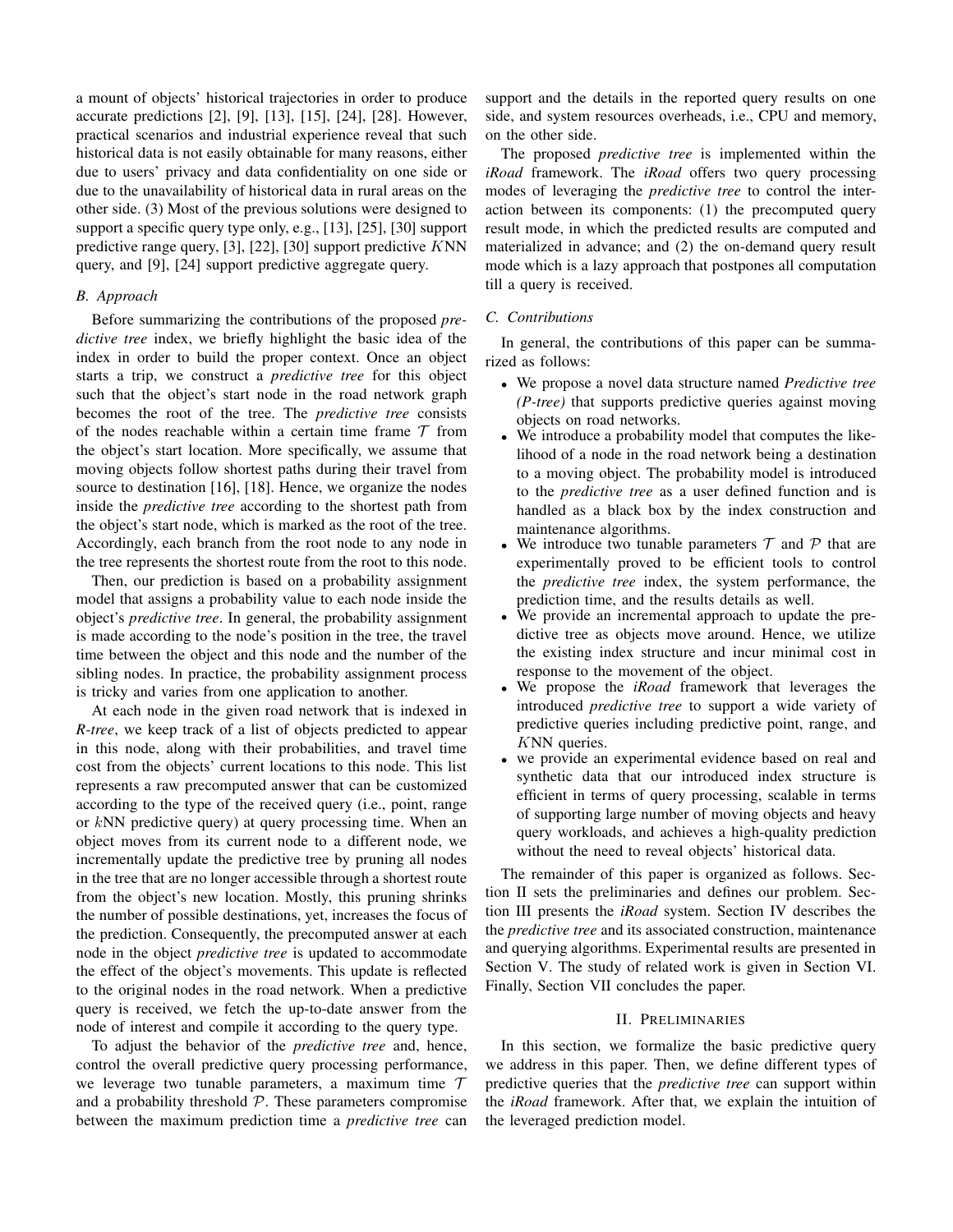a mount of objects' historical trajectories in order to produce accurate predictions [2], [9], [13], [15], [24], [28]. However, practical scenarios and industrial experience reveal that such historical data is not easily obtainable for many reasons, either due to users' privacy and data confidentiality on one side or due to the unavailability of historical data in rural areas on the other side. (3) Most of the previous solutions were designed to support a specific query type only, e.g., [13], [25], [30] support predictive range query, [3], [22], [30] support predictive $K$NN query, and [9], [24] support predictive aggregate query.

### B. Approach

Before summarizing the contributions of the proposed *predictive tree* index, we briefly highlight the basic idea of the index in order to build the proper context. Once an object starts a trip, we construct a *predictive tree* for this object such that the object's start node in the road network graph becomes the root of the tree. The *predictive tree* consists of the nodes reachable within a certain time frame $\mathcal{T}$ from the object's start location. More specifically, we assume that moving objects follow shortest paths during their travel from source to destination [16], [18]. Hence, we organize the nodes inside the *predictive tree* according to the shortest path from the object's start node, which is marked as the root of the tree. Accordingly, each branch from the root node to any node in the tree represents the shortest route from the root to this node.

Then, our prediction is based on a probability assignment model that assigns a probability value to each node inside the object's *predictive tree*. In general, the probability assignment is made according to the node's position in the tree, the travel time between the object and this node and the number of the sibling nodes. In practice, the probability assignment process is tricky and varies from one application to another.

At each node in the given road network that is indexed in *R-tree*, we keep track of a list of objects predicted to appear in this node, along with their probabilities, and travel time cost from the objects' current locations to this node. This list represents a raw precomputed answer that can be customized according to the type of the received query (i.e., point, range or $k$NN predictive query) at query processing time. When an object moves from its current node to a different node, we incrementally update the predictive tree by pruning all nodes in the tree that are no longer accessible through a shortest route from the object's new location. Mostly, this pruning shrinks the number of possible destinations, yet, increases the focus of the prediction. Consequently, the precomputed answer at each node in the object *predictive tree* is updated to accommodate the effect of the object's movements. This update is reflected to the original nodes in the road network. When a predictive query is received, we fetch the up-to-date answer from the node of interest and compile it according to the query type.

To adjust the behavior of the *predictive tree* and, hence, control the overall predictive query processing performance, we leverage two tunable parameters, a maximum time $\mathcal{T}$ and a probability threshold $\mathcal{P}$. These parameters compromise between the maximum prediction time a *predictive tree* can support and the details in the reported query results on one side, and system resources overheads, i.e., CPU and memory, on the other side.

The proposed *predictive tree* is implemented within the *iRoad* framework. The *iRoad* offers two query processing modes of leveraging the *predictive tree* to control the interaction between its components: (1) the precomputed query result mode, in which the predicted results are computed and materialized in advance; and (2) the on-demand query result mode which is a lazy approach that postpones all computation till a query is received.

### C. Contributions

In general, the contributions of this paper can be summarized as follows:

- We propose a novel data structure named *Predictive tree (P-tree)* that supports predictive queries against moving objects on road networks.
- We introduce a probability model that computes the likelihood of a node in the road network being a destination to a moving object. The probability model is introduced to the *predictive tree* as a user defined function and is handled as a black box by the index construction and maintenance algorithms.
- We introduce two tunable parameters $\mathcal{T}$ and $\mathcal{P}$ that are experimentally proved to be efficient tools to control the *predictive tree* index, the system performance, the prediction time, and the results details as well.
- We provide an incremental approach to update the predictive tree as objects move around. Hence, we utilize the existing index structure and incur minimal cost in response to the movement of the object.
- We propose the *iRoad* framework that leverages the introduced *predictive tree* to support a wide variety of predictive queries including predictive point, range, and $K$NN queries.
- we provide an experimental evidence based on real and synthetic data that our introduced index structure is efficient in terms of query processing, scalable in terms of supporting large number of moving objects and heavy query workloads, and achieves a high-quality prediction without the need to reveal objects' historical data.

The remainder of this paper is organized as follows. Section II sets the preliminaries and defines our problem. Section III presents the *iRoad* system. Section IV describes the the *predictive tree* and its associated construction, maintenance and querying algorithms. Experimental results are presented in Section V. The study of related work is given in Section VI. Finally, Section VII concludes the paper.

## II. Preliminaries

In this section, we formalize the basic predictive query we address in this paper. Then, we define different types of predictive queries that the *predictive tree* can support within the *iRoad* framework. After that, we explain the intuition of the leveraged prediction model.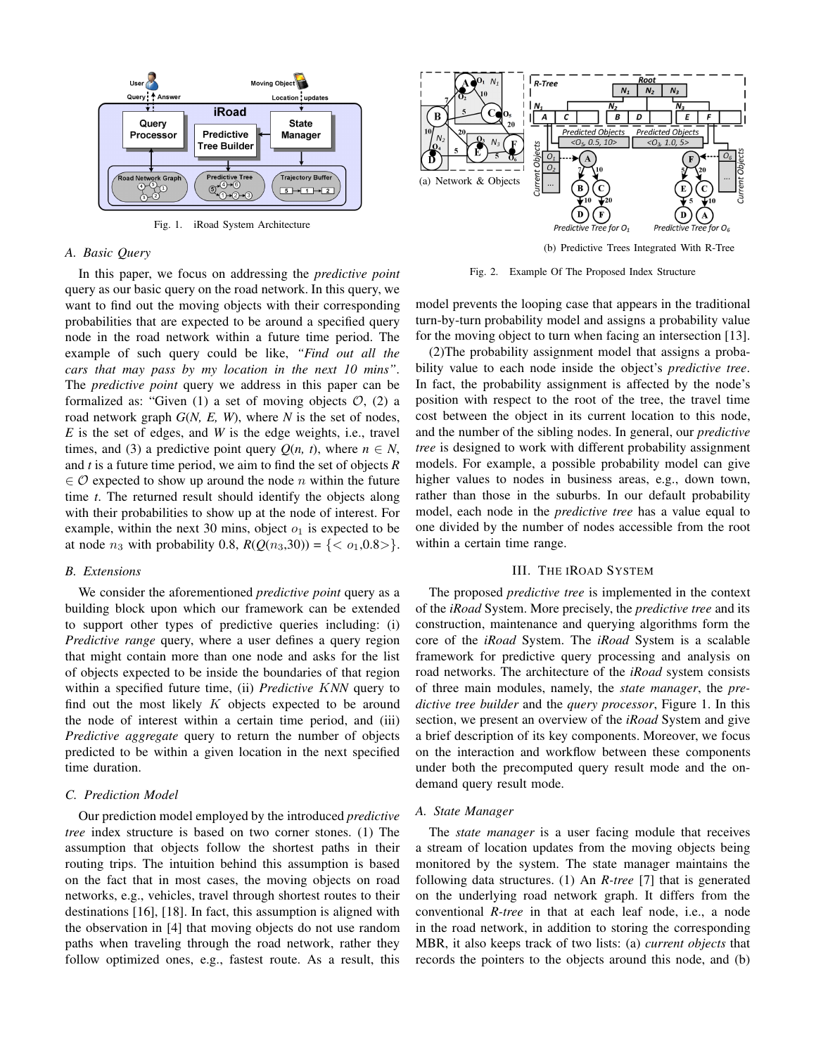User

Query | Answer

Moving Object

Location | updates

iRoad

Query Processor

Predictive Tree Builder

State Manager

Road Network Graph

Predictive Tree

Trajectory Buffer

Fig. 1. iRoad System Architecture

(a) Network & Objects

(b) Predictive Trees Integrated With R-Tree

Fig. 2. Example Of The Proposed Index Structure

### A. Basic Query

In this paper, we focus on addressing the *predictive point* query as our basic query on the road network. In this query, we want to find out the moving objects with their corresponding probabilities that are expected to be around a specified query node in the road network within a future time period. The example of such query could be like, *"Find out all the cars that may pass by my location in the next 10 mins"*. The *predictive point* query we address in this paper can be formalized as: "Given (1) a set of moving objects $\mathcal{O}$, (2) a road network graph *G*(*N, E, W*), where *N* is the set of nodes, *E* is the set of edges, and *W* is the edge weights, i.e., travel times, and (3) a predictive point query *Q*(*n, t*), where $n \in N$, and *t* is a future time period, we aim to find the set of objects *R* $\in \mathcal{O}$ expected to show up around the node $n$ within the future time *t*. The returned result should identify the objects along with their probabilities to show up at the node of interest. For example, within the next 30 mins, object $o_1$ is expected to be at node $n_3$ with probability 0.8, $R(Q(n_3,30)) = \{< o_1,0.8>\}$.

### B. Extensions

We consider the aforementioned *predictive point* query as a building block upon which our framework can be extended to support other types of predictive queries including: (i) *Predictive range* query, where a user defines a query region that might contain more than one node and asks for the list of objects expected to be inside the boundaries of that region within a specified future time, (ii) *Predictive $KNN$* query to find out the most likely $K$ objects expected to be around the node of interest within a certain time period, and (iii) *Predictive aggregate* query to return the number of objects predicted to be within a given location in the next specified time duration.

### C. Prediction Model

Our prediction model employed by the introduced *predictive tree* index structure is based on two corner stones. (1) The assumption that objects follow the shortest paths in their routing trips. The intuition behind this assumption is based on the fact that in most cases, the moving objects on road networks, e.g., vehicles, travel through shortest routes to their destinations [16], [18]. In fact, this assumption is aligned with the observation in [4] that moving objects do not use random paths when traveling through the road network, rather they follow optimized ones, e.g., fastest route. As a result, this model prevents the looping case that appears in the traditional turn-by-turn probability model and assigns a probability value for the moving object to turn when facing an intersection [13].

(2)The probability assignment model that assigns a probability value to each node inside the object's *predictive tree*. In fact, the probability assignment is affected by the node's position with respect to the root of the tree, the travel time cost between the object in its current location to this node, and the number of the sibling nodes. In general, our *predictive tree* is designed to work with different probability assignment models. For example, a possible probability model can give higher values to nodes in business areas, e.g., down town, rather than those in the suburbs. In our default probability model, each node in the *predictive tree* has a value equal to one divided by the number of nodes accessible from the root within a certain time range.

## III. The iRoad System

The proposed *predictive tree* is implemented in the context of the *iRoad* System. More precisely, the *predictive tree* and its construction, maintenance and querying algorithms form the core of the *iRoad* System. The *iRoad* System is a scalable framework for predictive query processing and analysis on road networks. The architecture of the *iRoad* system consists of three main modules, namely, the *state manager*, the *predictive tree builder* and the *query processor*, Figure 1. In this section, we present an overview of the *iRoad* System and give a brief description of its key components. Moreover, we focus on the interaction and workflow between these components under both the precomputed query result mode and the on-demand query result mode.

### A. State Manager

The *state manager* is a user facing module that receives a stream of location updates from the moving objects being monitored by the system. The state manager maintains the following data structures. (1) An *R-tree* [7] that is generated on the underlying road network graph. It differs from the conventional *R-tree* in that at each leaf node, i.e., a node in the road network, in addition to storing the corresponding MBR, it also keeps track of two lists: (a) *current objects* that records the pointers to the objects around this node, and (b)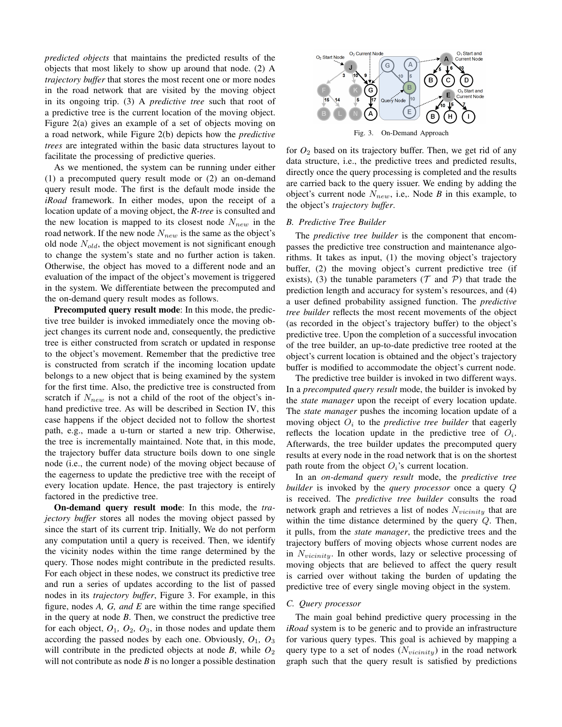*predicted objects* that maintains the predicted results of the objects that most likely to show up around that node. (2) A *trajectory buffer* that stores the most recent one or more nodes in the road network that are visited by the moving object in its ongoing trip. (3) A *predictive tree* such that root of a predictive tree is the current location of the moving object. Figure 2(a) gives an example of a set of objects moving on a road network, while Figure 2(b) depicts how the *predictive trees* are integrated within the basic data structures layout to facilitate the processing of predictive queries.

As we mentioned, the system can be running under either (1) a precomputed query result mode or (2) an on-demand query result mode. The first is the default mode inside the *iRoad* framework. In either modes, upon the receipt of a location update of a moving object, the *R-tree* is consulted and the new location is mapped to its closest node $N_{new}$ in the road network. If the new node $N_{new}$ is the same as the object's old node $N_{old}$, the object movement is not significant enough to change the system's state and no further action is taken. Otherwise, the object has moved to a different node and an evaluation of the impact of the object's movement is triggered in the system. We differentiate between the precomputed and the on-demand query result modes as follows.

**Precomputed query result mode**: In this mode, the predictive tree builder is invoked immediately once the moving object changes its current node and, consequently, the predictive tree is either constructed from scratch or updated in response to the object's movement. Remember that the predictive tree is constructed from scratch if the incoming location update belongs to a new object that is being examined by the system for the first time. Also, the predictive tree is constructed from scratch if $N_{new}$ is not a child of the root of the object's in-hand predictive tree. As will be described in Section IV, this case happens if the object decided not to follow the shortest path, e.g., made a u-turn or started a new trip. Otherwise, the tree is incrementally maintained. Note that, in this mode, the trajectory buffer data structure boils down to one single node (i.e., the current node) of the moving object because of the eagerness to update the predictive tree with the receipt of every location update. Hence, the past trajectory is entirely factored in the predictive tree.

**On-demand query result mode**: In this mode, the *trajectory buffer* stores all nodes the moving object passed by since the start of its current trip. Initially, We do not perform any computation until a query is received. Then, we identify the vicinity nodes within the time range determined by the query. Those nodes might contribute in the predicted results. For each object in these nodes, we construct its predictive tree and run a series of updates according to the list of passed nodes in its *trajectory buffer*, Figure 3. For example, in this figure, nodes *A, G, and E* are within the time range specified in the query at node *B*. Then, we construct the predictive tree for each object, $O_1$, $O_2$, $O_3$, in those nodes and update them according the passed nodes by each one. Obviously, $O_1$, $O_3$ will contribute in the predicted objects at node *B*, while $O_2$ will not contribute as node *B* is no longer a possible destination for $O_2$ based on its trajectory buffer. Then, we get rid of any data structure, i.e., the predictive trees and predicted results, directly once the query processing is completed and the results are carried back to the query issuer. We ending by adding the object's current node $N_{new}$, i.e,. Node *B* in this example, to the object's *trajectory buffer*.

Fig. 3. On-Demand Approach

### B. Predictive Tree Builder

The *predictive tree builder* is the component that encompasses the predictive tree construction and maintenance algorithms. It takes as input, (1) the moving object's trajectory buffer, (2) the moving object's current predictive tree (if exists), (3) the tunable parameters ($\mathcal{T}$ and $\mathcal{P}$) that trade the prediction length and accuracy for system's resources, and (4) a user defined probability assigned function. The *predictive tree builder* reflects the most recent movements of the object (as recorded in the object's trajectory buffer) to the object's predictive tree. Upon the completion of a successful invocation of the tree builder, an up-to-date predictive tree rooted at the object's current location is obtained and the object's trajectory buffer is modified to accommodate the object's current node.

The predictive tree builder is invoked in two different ways. In a *precomputed query result* mode, the builder is invoked by the *state manager* upon the receipt of every location update. The *state manager* pushes the incoming location update of a moving object $O_i$ to the *predictive tree builder* that eagerly reflects the location update in the predictive tree of $O_i$. Afterwards, the tree builder updates the precomputed query results at every node in the road network that is on the shortest path route from the object $O_i$'s current location.

In an *on-demand query result* mode, the *predictive tree builder* is invoked by the *query processor* once a query $Q$ is received. The *predictive tree builder* consults the road network graph and retrieves a list of nodes $N_{vicinity}$ that are within the time distance determined by the query $Q$. Then, it pulls, from the *state manager*, the predictive trees and the trajectory buffers of moving objects whose current nodes are in $N_{vicinity}$. In other words, lazy or selective processing of moving objects that are believed to affect the query result is carried over without taking the burden of updating the predictive tree of every single moving object in the system.

### C. Query processor

The main goal behind predictive query processing in the *iRoad* system is to be generic and to provide an infrastructure for various query types. This goal is achieved by mapping a query type to a set of nodes ($N_{vicinity}$) in the road network graph such that the query result is satisfied by predictions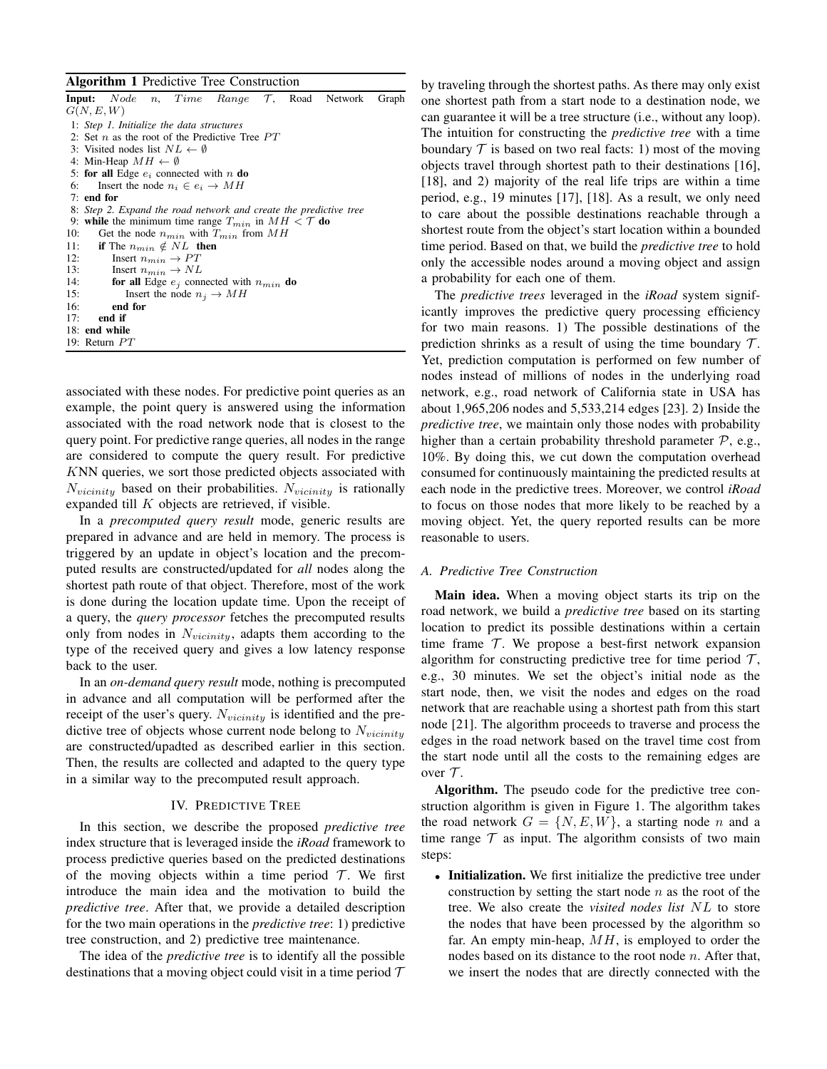**Algorithm 1** Predictive Tree Construction

```
Input: Node n, Time Range 𝒯, Road Network Graph G(N, E, W)
 1: Step 1. Initialize the data structures
 2: Set n as the root of the Predictive Tree PT
 3: Visited nodes list NL ← ∅
 4: Min-Heap MH ← ∅
 5: for all Edge e_i connected with n do
 6:     Insert the node n_i ∈ e_i → MH
 7: end for
 8: Step 2. Expand the road network and create the predictive tree
 9: while the minimum time range T_min in MH < 𝒯 do
10:     Get the node n_min with T_min from MH
11:     if The n_min ∉ NL then
12:         Insert n_min → PT
13:         Insert n_min → NL
14:         for all Edge e_j connected with n_min do
15:             Insert the node n_j → MH
16:         end for
17:     end if
18: end while
19: Return PT
```

associated with these nodes. For predictive point queries as an example, the point query is answered using the information associated with the road network node that is closest to the query point. For predictive range queries, all nodes in the range are considered to compute the query result. For predictive $K$NN queries, we sort those predicted objects associated with $N_{vicinity}$ based on their probabilities. $N_{vicinity}$ is rationally expanded till $K$ objects are retrieved, if visible.

In a *precomputed query result* mode, generic results are prepared in advance and are held in memory. The process is triggered by an update in object's location and the precomputed results are constructed/updated for *all* nodes along the shortest path route of that object. Therefore, most of the work is done during the location update time. Upon the receipt of a query, the *query processor* fetches the precomputed results only from nodes in $N_{vicinity}$, adapts them according to the type of the received query and gives a low latency response back to the user.

In an *on-demand query result* mode, nothing is precomputed in advance and all computation will be performed after the receipt of the user's query. $N_{vicinity}$ is identified and the predictive tree of objects whose current node belong to $N_{vicinity}$ are constructed/upadted as described earlier in this section. Then, the results are collected and adapted to the query type in a similar way to the precomputed result approach.

## IV. Predictive Tree

In this section, we describe the proposed *predictive tree* index structure that is leveraged inside the *iRoad* framework to process predictive queries based on the predicted destinations of the moving objects within a time period $\mathcal{T}$. We first introduce the main idea and the motivation to build the *predictive tree*. After that, we provide a detailed description for the two main operations in the *predictive tree*: 1) predictive tree construction, and 2) predictive tree maintenance.

The idea of the *predictive tree* is to identify all the possible destinations that a moving object could visit in a time period $\mathcal{T}$ by traveling through the shortest paths. As there may only exist one shortest path from a start node to a destination node, we can guarantee it will be a tree structure (i.e., without any loop). The intuition for constructing the *predictive tree* with a time boundary $\mathcal{T}$ is based on two real facts: 1) most of the moving objects travel through shortest path to their destinations [16], [18], and 2) majority of the real life trips are within a time period, e.g., 19 minutes [17], [18]. As a result, we only need to care about the possible destinations reachable through a shortest route from the object's start location within a bounded time period. Based on that, we build the *predictive tree* to hold only the accessible nodes around a moving object and assign a probability for each one of them.

The *predictive trees* leveraged in the *iRoad* system significantly improves the predictive query processing efficiency for two main reasons. 1) The possible destinations of the prediction shrinks as a result of using the time boundary $\mathcal{T}$. Yet, prediction computation is performed on few number of nodes instead of millions of nodes in the underlying road network, e.g., road network of California state in USA has about 1,965,206 nodes and 5,533,214 edges [23]. 2) Inside the *predictive tree*, we maintain only those nodes with probability higher than a certain probability threshold parameter $\mathcal{P}$, e.g., 10%. By doing this, we cut down the computation overhead consumed for continuously maintaining the predicted results at each node in the predictive trees. Moreover, we control *iRoad* to focus on those nodes that more likely to be reached by a moving object. Yet, the query reported results can be more reasonable to users.

### A. Predictive Tree Construction

**Main idea.** When a moving object starts its trip on the road network, we build a *predictive tree* based on its starting location to predict its possible destinations within a certain time frame $\mathcal{T}$. We propose a best-first network expansion algorithm for constructing predictive tree for time period $\mathcal{T}$, e.g., 30 minutes. We set the object's initial node as the start node, then, we visit the nodes and edges on the road network that are reachable using a shortest path from this start node [21]. The algorithm proceeds to traverse and process the edges in the road network based on the travel time cost from the start node until all the costs to the remaining edges are over $\mathcal{T}$.

**Algorithm.** The pseudo code for the predictive tree construction algorithm is given in Figure 1. The algorithm takes the road network $G = \{N, E, W\}$, a starting node $n$ and a time range $\mathcal{T}$ as input. The algorithm consists of two main steps:

- **Initialization.** We first initialize the predictive tree under construction by setting the start node $n$ as the root of the tree. We also create the *visited nodes list* $NL$ to store the nodes that have been processed by the algorithm so far. An empty min-heap, $MH$, is employed to order the nodes based on its distance to the root node $n$. After that, we insert the nodes that are directly connected with the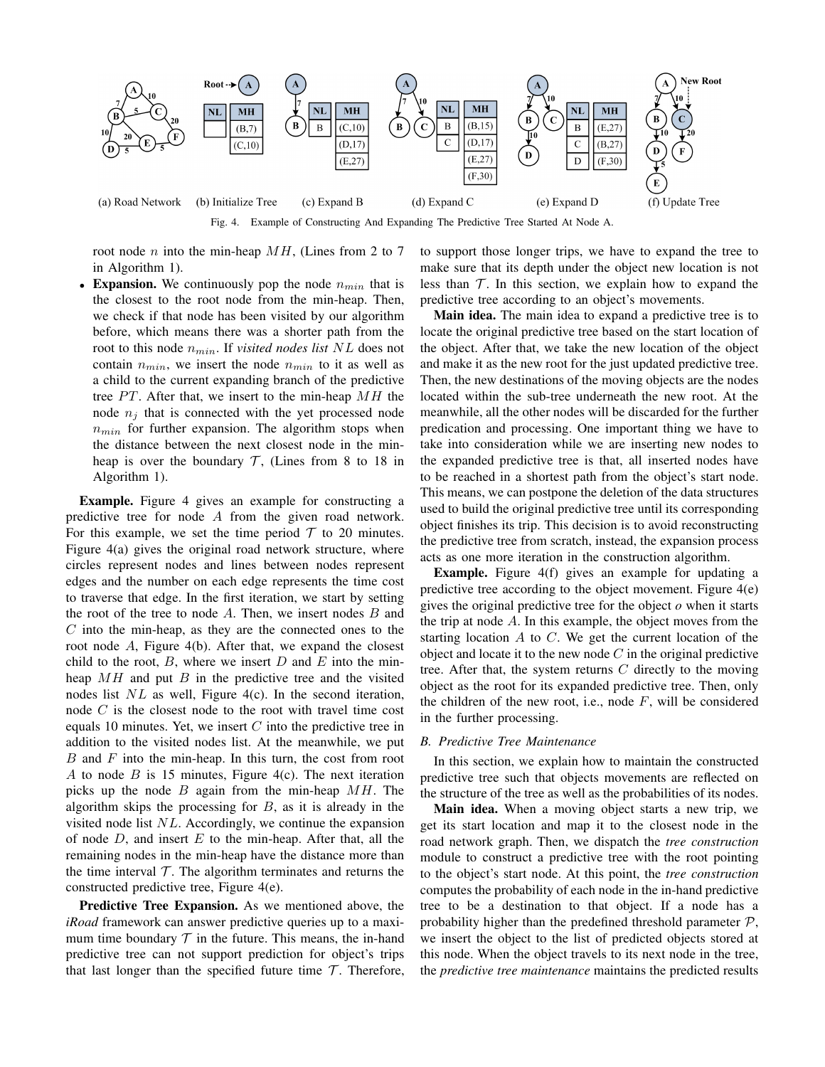(a) Road Network (b) Initialize Tree (c) Expand B (d) Expand C (e) Expand D (f) Update Tree

Fig. 4. Example of Constructing And Expanding The Predictive Tree Started At Node A.

root node $n$ into the min-heap $MH$, (Lines from 2 to 7 in Algorithm 1).

- **Expansion.** We continuously pop the node $n_{min}$ that is the closest to the root node from the min-heap. Then, we check if that node has been visited by our algorithm before, which means there was a shorter path from the root to this node $n_{min}$. If *visited nodes list* $NL$ does not contain $n_{min}$, we insert the node $n_{min}$ to it as well as a child to the current expanding branch of the predictive tree $PT$. After that, we insert to the min-heap $MH$ the node $n_j$ that is connected with the yet processed node $n_{min}$ for further expansion. The algorithm stops when the distance between the next closest node in the min-heap is over the boundary $\mathcal{T}$, (Lines from 8 to 18 in Algorithm 1).

**Example.** Figure 4 gives an example for constructing a predictive tree for node $A$ from the given road network. For this example, we set the time period $\mathcal{T}$ to 20 minutes. Figure 4(a) gives the original road network structure, where circles represent nodes and lines between nodes represent edges and the number on each edge represents the time cost to traverse that edge. In the first iteration, we start by setting the root of the tree to node $A$. Then, we insert nodes $B$ and $C$ into the min-heap, as they are the connected ones to the root node $A$, Figure 4(b). After that, we expand the closest child to the root, $B$, where we insert $D$ and $E$ into the min-heap $MH$ and put $B$ in the predictive tree and the visited nodes list $NL$ as well, Figure 4(c). In the second iteration, node $C$ is the closest node to the root with travel time cost equals 10 minutes. Yet, we insert $C$ into the predictive tree in addition to the visited nodes list. At the meanwhile, we put $B$ and $F$ into the min-heap. In this turn, the cost from root $A$ to node $B$ is 15 minutes, Figure 4(c). The next iteration picks up the node $B$ again from the min-heap $MH$. The algorithm skips the processing for $B$, as it is already in the visited node list $NL$. Accordingly, we continue the expansion of node $D$, and insert $E$ to the min-heap. After that, all the remaining nodes in the min-heap have the distance more than the time interval $\mathcal{T}$. The algorithm terminates and returns the constructed predictive tree, Figure 4(e).

**Predictive Tree Expansion.** As we mentioned above, the *iRoad* framework can answer predictive queries up to a maximum time boundary $\mathcal{T}$ in the future. This means, the in-hand predictive tree can not support prediction for object's trips that last longer than the specified future time $\mathcal{T}$. Therefore, to support those longer trips, we have to expand the tree to make sure that its depth under the object new location is not less than $\mathcal{T}$. In this section, we explain how to expand the predictive tree according to an object's movements.

**Main idea.** The main idea to expand a predictive tree is to locate the original predictive tree based on the start location of the object. After that, we take the new location of the object and make it as the new root for the just updated predictive tree. Then, the new destinations of the moving objects are the nodes located within the sub-tree underneath the new root. At the meanwhile, all the other nodes will be discarded for the further predication and processing. One important thing we have to take into consideration while we are inserting new nodes to the expanded predictive tree is that, all inserted nodes have to be reached in a shortest path from the object's start node. This means, we can postpone the deletion of the data structures used to build the original predictive tree until its corresponding object finishes its trip. This decision is to avoid reconstructing the predictive tree from scratch, instead, the expansion process acts as one more iteration in the construction algorithm.

**Example.** Figure 4(f) gives an example for updating a predictive tree according to the object movement. Figure 4(e) gives the original predictive tree for the object *o* when it starts the trip at node $A$. In this example, the object moves from the starting location $A$ to $C$. We get the current location of the object and locate it to the new node $C$ in the original predictive tree. After that, the system returns $C$ directly to the moving object as the root for its expanded predictive tree. Then, only the children of the new root, i.e., node $F$, will be considered in the further processing.

### B. Predictive Tree Maintenance

In this section, we explain how to maintain the constructed predictive tree such that objects movements are reflected on the structure of the tree as well as the probabilities of its nodes.

**Main idea.** When a moving object starts a new trip, we get its start location and map it to the closest node in the road network graph. Then, we dispatch the *tree construction* module to construct a predictive tree with the root pointing to the object's start node. At this point, the *tree construction* computes the probability of each node in the in-hand predictive tree to be a destination to that object. If a node has a probability higher than the predefined threshold parameter $\mathcal{P}$, we insert the object to the list of predicted objects stored at this node. When the object travels to its next node in the tree, the *predictive tree maintenance* maintains the predicted results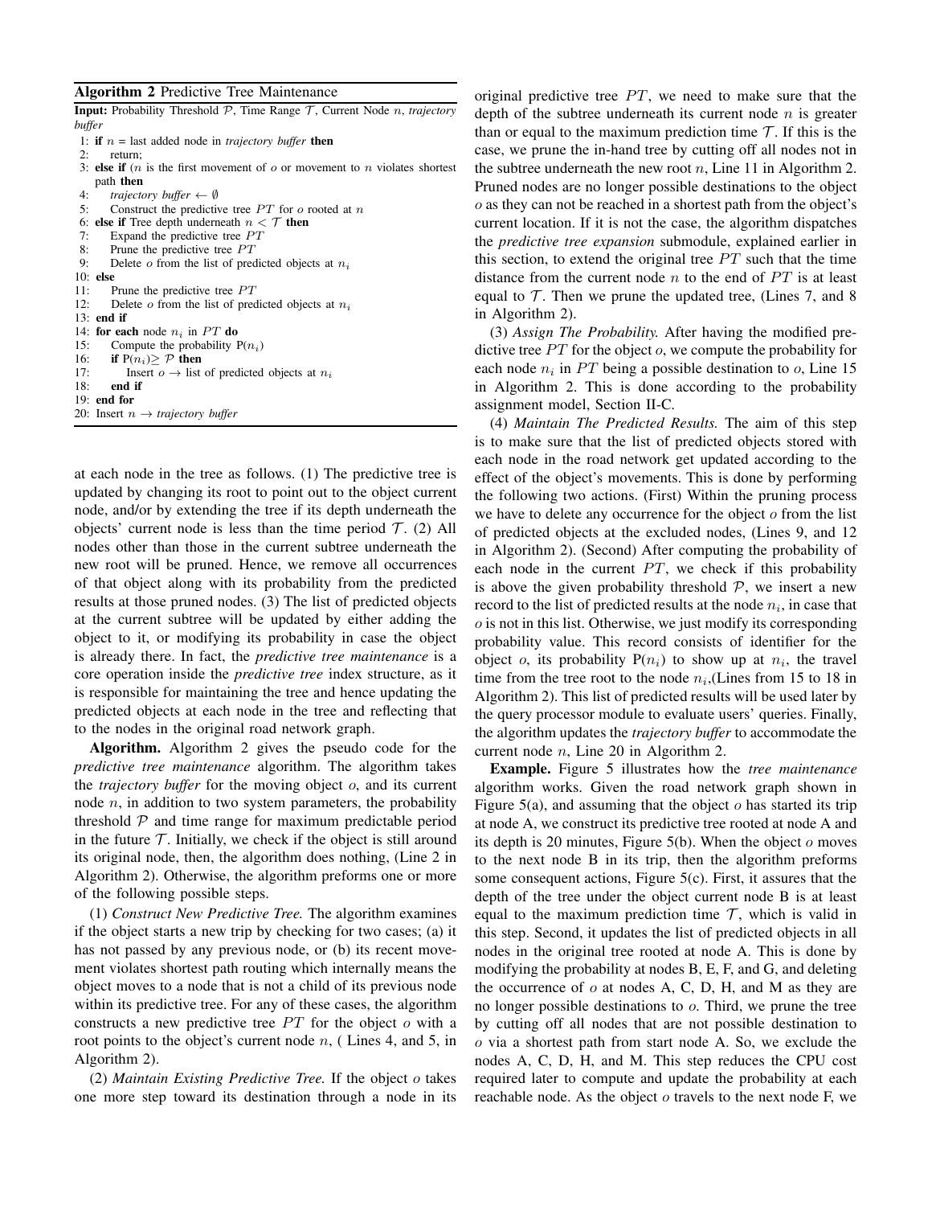**Algorithm 2** Predictive Tree Maintenance

```
Input: Probability Threshold 𝒫, Time Range 𝒯, Current Node n, trajectory buffer
 1: if n = last added node in trajectory buffer then
 2:     return;
 3: else if (n is the first movement of o or movement to n violates shortest
    path then
 4:     trajectory buffer ← ∅
 5:     Construct the predictive tree PT for o rooted at n
 6: else if Tree depth underneath n < 𝒯 then
 7:     Expand the predictive tree PT
 8:     Prune the predictive tree PT
 9:     Delete o from the list of predicted objects at n_i
10: else
11:     Prune the predictive tree PT
12:     Delete o from the list of predicted objects at n_i
13: end if
14: for each node n_i in PT do
15:     Compute the probability P(n_i)
16:     if P(n_i) ≥ 𝒫 then
17:         Insert o → list of predicted objects at n_i
18:     end if
19: end for
20: Insert n → trajectory buffer
```

at each node in the tree as follows. (1) The predictive tree is updated by changing its root to point out to the object current node, and/or by extending the tree if its depth underneath the objects' current node is less than the time period $\mathcal{T}$. (2) All nodes other than those in the current subtree underneath the new root will be pruned. Hence, we remove all occurrences of that object along with its probability from the predicted results at those pruned nodes. (3) The list of predicted objects at the current subtree will be updated by either adding the object to it, or modifying its probability in case the object is already there. In fact, the *predictive tree maintenance* is a core operation inside the *predictive tree* index structure, as it is responsible for maintaining the tree and hence updating the predicted objects at each node in the tree and reflecting that to the nodes in the original road network graph.

**Algorithm.** Algorithm 2 gives the pseudo code for the *predictive tree maintenance* algorithm. The algorithm takes the *trajectory buffer* for the moving object $o$, and its current node $n$, in addition to two system parameters, the probability threshold $\mathcal{P}$ and time range for maximum predictable period in the future $\mathcal{T}$. Initially, we check if the object is still around its original node, then, the algorithm does nothing, (Line 2 in Algorithm 2). Otherwise, the algorithm preforms one or more of the following possible steps.

(1) *Construct New Predictive Tree.* The algorithm examines if the object starts a new trip by checking for two cases; (a) it has not passed by any previous node, or (b) its recent movement violates shortest path routing which internally means the object moves to a node that is not a child of its previous node within its predictive tree. For any of these cases, the algorithm constructs a new predictive tree $PT$ for the object $o$ with a root points to the object's current node $n$, ( Lines 4, and 5, in Algorithm 2).

(2) *Maintain Existing Predictive Tree.* If the object $o$ takes one more step toward its destination through a node in its original predictive tree $PT$, we need to make sure that the depth of the subtree underneath its current node $n$ is greater than or equal to the maximum prediction time $\mathcal{T}$. If this is the case, we prune the in-hand tree by cutting off all nodes not in the subtree underneath the new root $n$, Line 11 in Algorithm 2. Pruned nodes are no longer possible destinations to the object $o$ as they can not be reached in a shortest path from the object's current location. If it is not the case, the algorithm dispatches the *predictive tree expansion* submodule, explained earlier in this section, to extend the original tree $PT$ such that the time distance from the current node $n$ to the end of $PT$ is at least equal to $\mathcal{T}$. Then we prune the updated tree, (Lines 7, and 8 in Algorithm 2).

(3) *Assign The Probability.* After having the modified predictive tree $PT$ for the object $o$, we compute the probability for each node $n_i$ in $PT$ being a possible destination to $o$, Line 15 in Algorithm 2. This is done according to the probability assignment model, Section II-C.

(4) *Maintain The Predicted Results.* The aim of this step is to make sure that the list of predicted objects stored with each node in the road network get updated according to the effect of the object's movements. This is done by performing the following two actions. (First) Within the pruning process we have to delete any occurrence for the object $o$ from the list of predicted objects at the excluded nodes, (Lines 9, and 12 in Algorithm 2). (Second) After computing the probability of each node in the current $PT$, we check if this probability is above the given probability threshold $\mathcal{P}$, we insert a new record to the list of predicted results at the node $n_i$, in case that $o$ is not in this list. Otherwise, we just modify its corresponding probability value. This record consists of identifier for the object $o$, its probability $P(n_i)$ to show up at $n_i$, the travel time from the tree root to the node $n_i$,(Lines from 15 to 18 in Algorithm 2). This list of predicted results will be used later by the query processor module to evaluate users' queries. Finally, the algorithm updates the *trajectory buffer* to accommodate the current node $n$, Line 20 in Algorithm 2.

**Example.** Figure 5 illustrates how the *tree maintenance* algorithm works. Given the road network graph shown in Figure 5(a), and assuming that the object $o$ has started its trip at node A, we construct its predictive tree rooted at node A and its depth is 20 minutes, Figure 5(b). When the object $o$ moves to the next node B in its trip, then the algorithm preforms some consequent actions, Figure 5(c). First, it assures that the depth of the tree under the object current node B is at least equal to the maximum prediction time $\mathcal{T}$, which is valid in this step. Second, it updates the list of predicted objects in all nodes in the original tree rooted at node A. This is done by modifying the probability at nodes B, E, F, and G, and deleting the occurrence of $o$ at nodes A, C, D, H, and M as they are no longer possible destinations to $o$. Third, we prune the tree by cutting off all nodes that are not possible destination to $o$ via a shortest path from start node A. So, we exclude the nodes A, C, D, H, and M. This step reduces the CPU cost required later to compute and update the probability at each reachable node. As the object $o$ travels to the next node F, we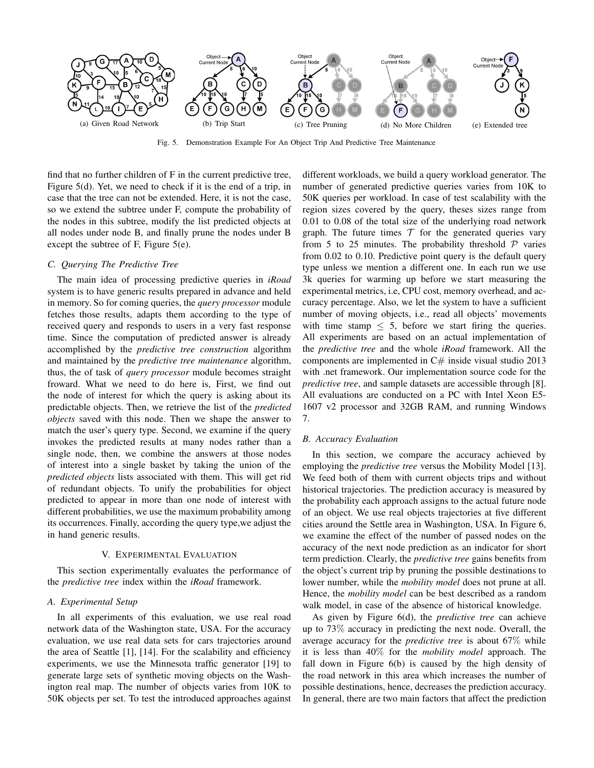(a) Given Road Network

(b) Trip Start

(c) Tree Pruning

(d) No More Children

(e) Extended tree

Fig. 5. Demonstration Example For An Object Trip And Predictive Tree Maintenance

find that no further children of F in the current predictive tree, Figure 5(d). Yet, we need to check if it is the end of a trip, in case that the tree can not be extended. Here, it is not the case, so we extend the subtree under F, compute the probability of the nodes in this subtree, modify the list predicted objects at all nodes under node B, and finally prune the nodes under B except the subtree of F, Figure 5(e).

### C. Querying The Predictive Tree

The main idea of processing predictive queries in *iRoad* system is to have generic results prepared in advance and held in memory. So for coming queries, the *query processor* module fetches those results, adapts them according to the type of received query and responds to users in a very fast response time. Since the computation of predicted answer is already accomplished by the *predictive tree construction* algorithm and maintained by the *predictive tree maintenance* algorithm, thus, the of task of *query processor* module becomes straight froward. What we need to do here is, First, we find out the node of interest for which the query is asking about its predictable objects. Then, we retrieve the list of the *predicted objects* saved with this node. Then we shape the answer to match the user's query type. Second, we examine if the query invokes the predicted results at many nodes rather than a single node, then, we combine the answers at those nodes of interest into a single basket by taking the union of the *predicted objects* lists associated with them. This will get rid of redundant objects. To unify the probabilities for object predicted to appear in more than one node of interest with different probabilities, we use the maximum probability among its occurrences. Finally, according the query type,we adjust the in hand generic results.

## V. Experimental Evaluation

This section experimentally evaluates the performance of the *predictive tree* index within the *iRoad* framework.

### A. Experimental Setup

In all experiments of this evaluation, we use real road network data of the Washington state, USA. For the accuracy evaluation, we use real data sets for cars trajectories around the area of Seattle [1], [14]. For the scalability and efficiency experiments, we use the Minnesota traffic generator [19] to generate large sets of synthetic moving objects on the Washington real map. The number of objects varies from 10K to 50K objects per set. To test the introduced approaches against different workloads, we build a query workload generator. The number of generated predictive queries varies from 10K to 50K queries per workload. In case of test scalability with the region sizes covered by the query, theses sizes range from 0.01 to 0.08 of the total size of the underlying road network graph. The future times $\mathcal{T}$ for the generated queries vary from 5 to 25 minutes. The probability threshold $\mathcal{P}$ varies from 0.02 to 0.10. Predictive point query is the default query type unless we mention a different one. In each run we use 3k queries for warming up before we start measuring the experimental metrics, i.e, CPU cost, memory overhead, and accuracy percentage. Also, we let the system to have a sufficient number of moving objects, i.e., read all objects' movements with time stamp $\leq 5$, before we start firing the queries. All experiments are based on an actual implementation of the *predictive tree* and the whole *iRoad* framework. All the components are implemented in C# inside visual studio 2013 with .net framework. Our implementation source code for the *predictive tree*, and sample datasets are accessible through [8]. All evaluations are conducted on a PC with Intel Xeon E5-1607 v2 processor and 32GB RAM, and running Windows 7.

### B. Accuracy Evaluation

In this section, we compare the accuracy achieved by employing the *predictive tree* versus the Mobility Model [13]. We feed both of them with current objects trips and without historical trajectories. The prediction accuracy is measured by the probability each approach assigns to the actual future node of an object. We use real objects trajectories at five different cities around the Settle area in Washington, USA. In Figure 6, we examine the effect of the number of passed nodes on the accuracy of the next node prediction as an indicator for short term prediction. Clearly, the *predictive tree* gains benefits from the object's current trip by pruning the possible destinations to lower number, while the *mobility model* does not prune at all. Hence, the *mobility model* can be best described as a random walk model, in case of the absence of historical knowledge.

As given by Figure 6(d), the *predictive tree* can achieve up to 73% accuracy in predicting the next node. Overall, the average accuracy for the *predictive tree* is about 67% while it is less than 40% for the *mobility model* approach. The fall down in Figure 6(b) is caused by the high density of the road network in this area which increases the number of possible destinations, hence, decreases the prediction accuracy. In general, there are two main factors that affect the prediction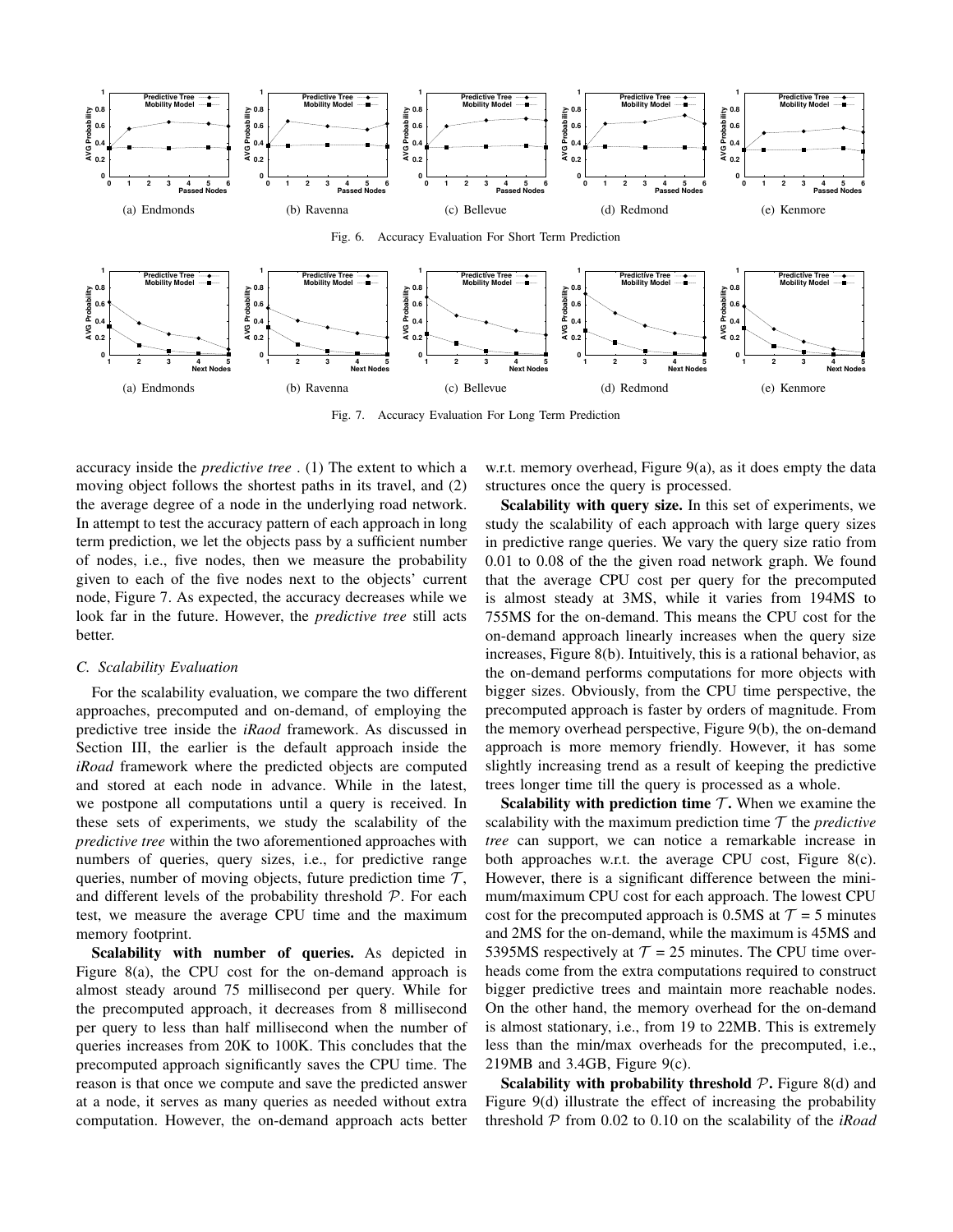(a) Endmonds (b) Ravenna (c) Bellevue (d) Redmond (e) Kenmore

Fig. 6. Accuracy Evaluation For Short Term Prediction

(a) Endmonds (b) Ravenna (c) Bellevue (d) Redmond (e) Kenmore

Fig. 7. Accuracy Evaluation For Long Term Prediction

accuracy inside the *predictive tree* . (1) The extent to which a moving object follows the shortest paths in its travel, and (2) the average degree of a node in the underlying road network. In attempt to test the accuracy pattern of each approach in long term prediction, we let the objects pass by a sufficient number of nodes, i.e., five nodes, then we measure the probability given to each of the five nodes next to the objects' current node, Figure 7. As expected, the accuracy decreases while we look far in the future. However, the *predictive tree* still acts better.

### C. Scalability Evaluation

For the scalability evaluation, we compare the two different approaches, precomputed and on-demand, of employing the predictive tree inside the *iRaod* framework. As discussed in Section III, the earlier is the default approach inside the *iRoad* framework where the predicted objects are computed and stored at each node in advance. While in the latest, we postpone all computations until a query is received. In these sets of experiments, we study the scalability of the *predictive tree* within the two aforementioned approaches with numbers of queries, query sizes, i.e., for predictive range queries, number of moving objects, future prediction time $\mathcal{T}$, and different levels of the probability threshold $\mathcal{P}$. For each test, we measure the average CPU time and the maximum memory footprint.

**Scalability with number of queries.** As depicted in Figure 8(a), the CPU cost for the on-demand approach is almost steady around 75 millisecond per query. While for the precomputed approach, it decreases from 8 millisecond per query to less than half millisecond when the number of queries increases from 20K to 100K. This concludes that the precomputed approach significantly saves the CPU time. The reason is that once we compute and save the predicted answer at a node, it serves as many queries as needed without extra computation. However, the on-demand approach acts better w.r.t. memory overhead, Figure 9(a), as it does empty the data structures once the query is processed.

**Scalability with query size.** In this set of experiments, we study the scalability of each approach with large query sizes in predictive range queries. We vary the query size ratio from 0.01 to 0.08 of the the given road network graph. We found that the average CPU cost per query for the precomputed is almost steady at 3MS, while it varies from 194MS to 755MS for the on-demand. This means the CPU cost for the on-demand approach linearly increases when the query size increases, Figure 8(b). Intuitively, this is a rational behavior, as the on-demand performs computations for more objects with bigger sizes. Obviously, from the CPU time perspective, the precomputed approach is faster by orders of magnitude. From the memory overhead perspective, Figure 9(b), the on-demand approach is more memory friendly. However, it has some slightly increasing trend as a result of keeping the predictive trees longer time till the query is processed as a whole.

**Scalability with prediction time $\mathcal{T}$.** When we examine the scalability with the maximum prediction time $\mathcal{T}$ the *predictive tree* can support, we can notice a remarkable increase in both approaches w.r.t. the average CPU cost, Figure 8(c). However, there is a significant difference between the minimum/maximum CPU cost for each approach. The lowest CPU cost for the precomputed approach is 0.5MS at $\mathcal{T}$ = 5 minutes and 2MS for the on-demand, while the maximum is 45MS and 5395MS respectively at $\mathcal{T}$ = 25 minutes. The CPU time overheads come from the extra computations required to construct bigger predictive trees and maintain more reachable nodes. On the other hand, the memory overhead for the on-demand is almost stationary, i.e., from 19 to 22MB. This is extremely less than the min/max overheads for the precomputed, i.e., 219MB and 3.4GB, Figure 9(c).

**Scalability with probability threshold $\mathcal{P}$.** Figure 8(d) and Figure 9(d) illustrate the effect of increasing the probability threshold $\mathcal{P}$ from 0.02 to 0.10 on the scalability of the *iRoad*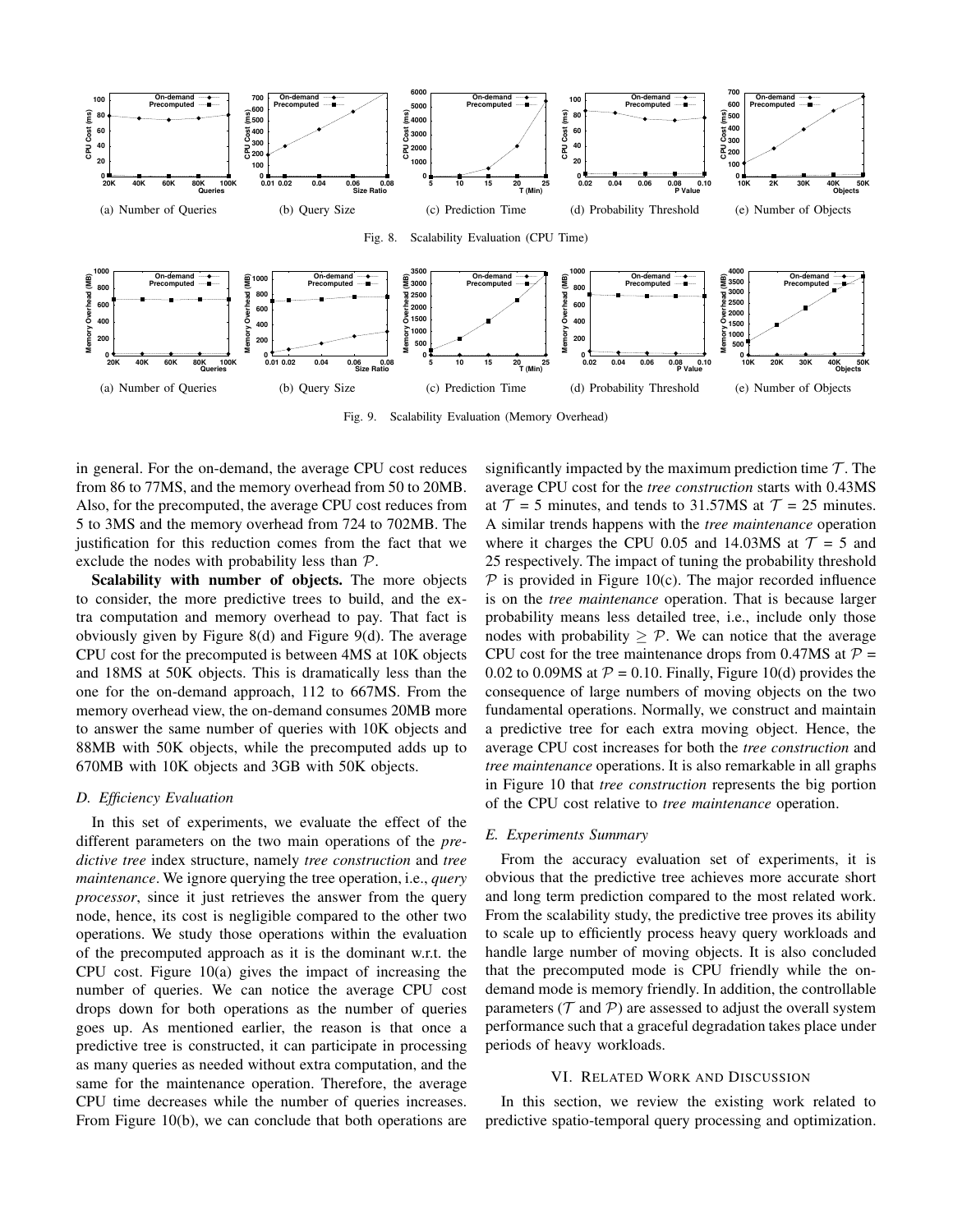(a) Number of Queries (b) Query Size (c) Prediction Time (d) Probability Threshold (e) Number of Objects

Fig. 8. Scalability Evaluation (CPU Time)

(a) Number of Queries (b) Query Size (c) Prediction Time (d) Probability Threshold (e) Number of Objects

Fig. 9. Scalability Evaluation (Memory Overhead)

in general. For the on-demand, the average CPU cost reduces from 86 to 77MS, and the memory overhead from 50 to 20MB. Also, for the precomputed, the average CPU cost reduces from 5 to 3MS and the memory overhead from 724 to 702MB. The justification for this reduction comes from the fact that we exclude the nodes with probability less than $\mathcal{P}$.

**Scalability with number of objects.** The more objects to consider, the more predictive trees to build, and the extra computation and memory overhead to pay. That fact is obviously given by Figure 8(d) and Figure 9(d). The average CPU cost for the precomputed is between 4MS at 10K objects and 18MS at 50K objects. This is dramatically less than the one for the on-demand approach, 112 to 667MS. From the memory overhead view, the on-demand consumes 20MB more to answer the same number of queries with 10K objects and 88MB with 50K objects, while the precomputed adds up to 670MB with 10K objects and 3GB with 50K objects.

### D. Efficiency Evaluation

In this set of experiments, we evaluate the effect of the different parameters on the two main operations of the *predictive tree* index structure, namely *tree construction* and *tree maintenance*. We ignore querying the tree operation, i.e., *query processor*, since it just retrieves the answer from the query node, hence, its cost is negligible compared to the other two operations. We study those operations within the evaluation of the precomputed approach as it is the dominant w.r.t. the CPU cost. Figure 10(a) gives the impact of increasing the number of queries. We can notice the average CPU cost drops down for both operations as the number of queries goes up. As mentioned earlier, the reason is that once a predictive tree is constructed, it can participate in processing as many queries as needed without extra computation, and the same for the maintenance operation. Therefore, the average CPU time decreases while the number of queries increases. From Figure 10(b), we can conclude that both operations are significantly impacted by the maximum prediction time $\mathcal{T}$. The average CPU cost for the *tree construction* starts with 0.43MS at $\mathcal{T}$ = 5 minutes, and tends to 31.57MS at $\mathcal{T}$ = 25 minutes. A similar trends happens with the *tree maintenance* operation where it charges the CPU 0.05 and 14.03MS at $\mathcal{T}$ = 5 and 25 respectively. The impact of tuning the probability threshold $\mathcal{P}$ is provided in Figure 10(c). The major recorded influence is on the *tree maintenance* operation. That is because larger probability means less detailed tree, i.e., include only those nodes with probability $\geq \mathcal{P}$. We can notice that the average CPU cost for the tree maintenance drops from 0.47MS at $\mathcal{P}$ = 0.02 to 0.09MS at $\mathcal{P}$ = 0.10. Finally, Figure 10(d) provides the consequence of large numbers of moving objects on the two fundamental operations. Normally, we construct and maintain a predictive tree for each extra moving object. Hence, the average CPU cost increases for both the *tree construction* and *tree maintenance* operations. It is also remarkable in all graphs in Figure 10 that *tree construction* represents the big portion of the CPU cost relative to *tree maintenance* operation.

### E. Experiments Summary

From the accuracy evaluation set of experiments, it is obvious that the predictive tree achieves more accurate short and long term prediction compared to the most related work. From the scalability study, the predictive tree proves its ability to scale up to efficiently process heavy query workloads and handle large number of moving objects. It is also concluded that the precomputed mode is CPU friendly while the on-demand mode is memory friendly. In addition, the controllable parameters ($\mathcal{T}$ and $\mathcal{P}$) are assessed to adjust the overall system performance such that a graceful degradation takes place under periods of heavy workloads.

## VI. Related Work and Discussion

In this section, we review the existing work related to predictive spatio-temporal query processing and optimization.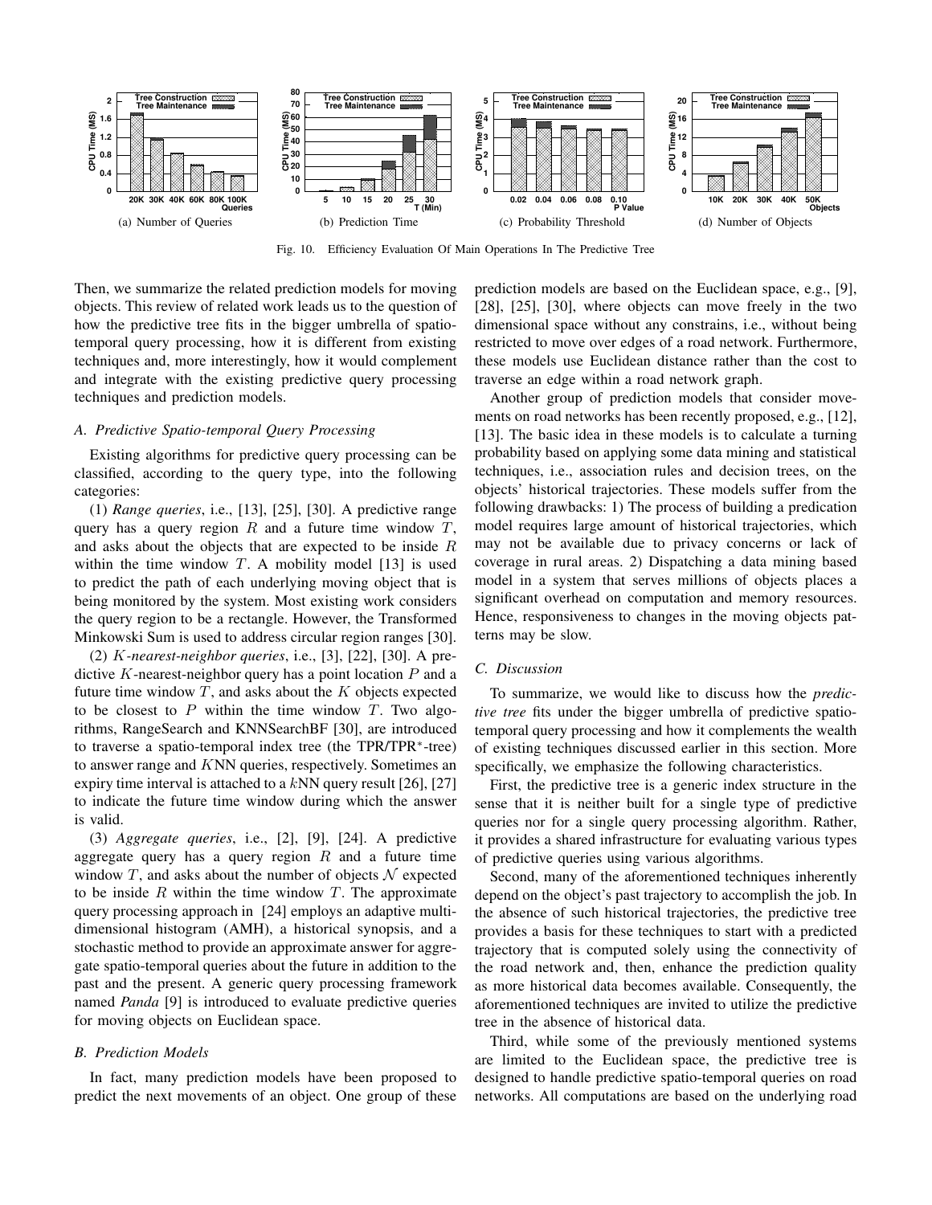Tree Construction
Tree Maintenance
CPU Time (MS)
2
1.6
1.2
0.8
0.4
0
20K 30K 40K 60K 80K 100K
Queries

(a) Number of Queries

Tree Construction
Tree Maintenance
CPU Time (MS)
80
70
60
50
40
30
20
10
0
5 10 15 20 25 30
T (Min)

(b) Prediction Time

Tree Construction
Tree Maintenance
CPU Time (MS)
5
4
3
2
1
0
0.02 0.04 0.06 0.08 0.10
P Value

(c) Probability Threshold

Tree Construction
Tree Maintenance
CPU Time (MS)
20
16
12
8
4
0
10K 20K 30K 40K 50K
Objects

(d) Number of Objects

Fig. 10. Efficiency Evaluation Of Main Operations In The Predictive Tree

Then, we summarize the related prediction models for moving objects. This review of related work leads us to the question of how the predictive tree fits in the bigger umbrella of spatio-temporal query processing, how it is different from existing techniques and, more interestingly, how it would complement and integrate with the existing predictive query processing techniques and prediction models.

### A. Predictive Spatio-temporal Query Processing

Existing algorithms for predictive query processing can be classified, according to the query type, into the following categories:

(1) *Range queries*, i.e., [13], [25], [30]. A predictive range query has a query region $R$ and a future time window $T$, and asks about the objects that are expected to be inside $R$ within the time window $T$. A mobility model [13] is used to predict the path of each underlying moving object that is being monitored by the system. Most existing work considers the query region to be a rectangle. However, the Transformed Minkowski Sum is used to address circular region ranges [30].

(2) $K$*-nearest-neighbor queries*, i.e., [3], [22], [30]. A predictive $K$-nearest-neighbor query has a point location $P$ and a future time window $T$, and asks about the $K$ objects expected to be closest to $P$ within the time window $T$. Two algorithms, RangeSearch and KNNSearchBF [30], are introduced to traverse a spatio-temporal index tree (the TPR/TPR$^*$-tree) to answer range and $K$NN queries, respectively. Sometimes an expiry time interval is attached to a $k$NN query result [26], [27] to indicate the future time window during which the answer is valid.

(3) *Aggregate queries*, i.e., [2], [9], [24]. A predictive aggregate query has a query region $R$ and a future time window $T$, and asks about the number of objects $\mathcal{N}$ expected to be inside $R$ within the time window $T$. The approximate query processing approach in [24] employs an adaptive multi-dimensional histogram (AMH), a historical synopsis, and a stochastic method to provide an approximate answer for aggregate spatio-temporal queries about the future in addition to the past and the present. A generic query processing framework named *Panda* [9] is introduced to evaluate predictive queries for moving objects on Euclidean space.

### B. Prediction Models

In fact, many prediction models have been proposed to predict the next movements of an object. One group of these prediction models are based on the Euclidean space, e.g., [9], [28], [25], [30], where objects can move freely in the two dimensional space without any constrains, i.e., without being restricted to move over edges of a road network. Furthermore, these models use Euclidean distance rather than the cost to traverse an edge within a road network graph.

Another group of prediction models that consider movements on road networks has been recently proposed, e.g., [12], [13]. The basic idea in these models is to calculate a turning probability based on applying some data mining and statistical techniques, i.e., association rules and decision trees, on the objects' historical trajectories. These models suffer from the following drawbacks: 1) The process of building a predication model requires large amount of historical trajectories, which may not be available due to privacy concerns or lack of coverage in rural areas. 2) Dispatching a data mining based model in a system that serves millions of objects places a significant overhead on computation and memory resources. Hence, responsiveness to changes in the moving objects patterns may be slow.

### C. Discussion

To summarize, we would like to discuss how the *predictive tree* fits under the bigger umbrella of predictive spatio-temporal query processing and how it complements the wealth of existing techniques discussed earlier in this section. More specifically, we emphasize the following characteristics.

First, the predictive tree is a generic index structure in the sense that it is neither built for a single type of predictive queries nor for a single query processing algorithm. Rather, it provides a shared infrastructure for evaluating various types of predictive queries using various algorithms.

Second, many of the aforementioned techniques inherently depend on the object's past trajectory to accomplish the job. In the absence of such historical trajectories, the predictive tree provides a basis for these techniques to start with a predicted trajectory that is computed solely using the connectivity of the road network and, then, enhance the prediction quality as more historical data becomes available. Consequently, the aforementioned techniques are invited to utilize the predictive tree in the absence of historical data.

Third, while some of the previously mentioned systems are limited to the Euclidean space, the predictive tree is designed to handle predictive spatio-temporal queries on road networks. All computations are based on the underlying road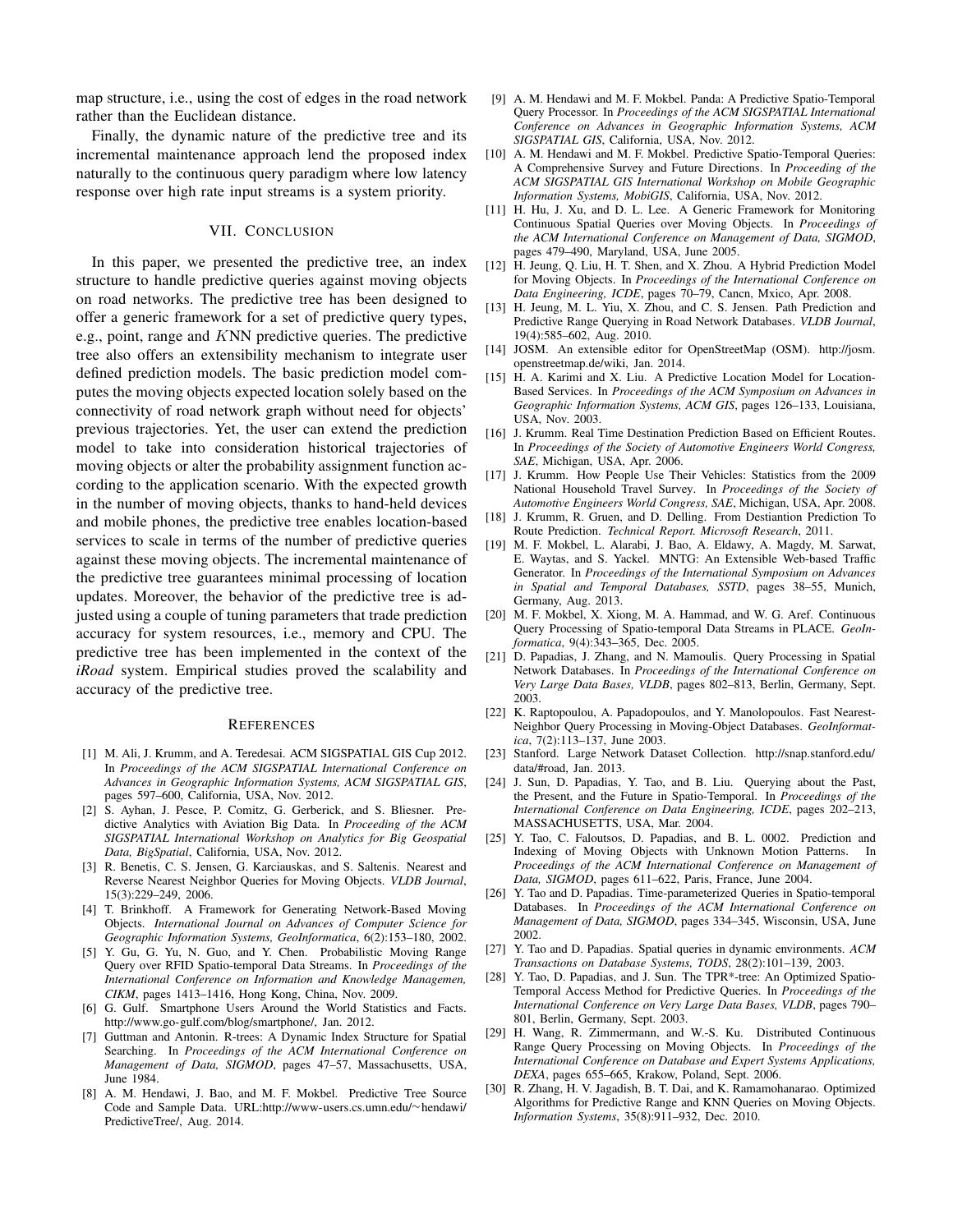map structure, i.e., using the cost of edges in the road network rather than the Euclidean distance.

Finally, the dynamic nature of the predictive tree and its incremental maintenance approach lend the proposed index naturally to the continuous query paradigm where low latency response over high rate input streams is a system priority.

## VII. Conclusion

In this paper, we presented the predictive tree, an index structure to handle predictive queries against moving objects on road networks. The predictive tree has been designed to offer a generic framework for a set of predictive query types, e.g., point, range and $K$NN predictive queries. The predictive tree also offers an extensibility mechanism to integrate user defined prediction models. The basic prediction model computes the moving objects expected location solely based on the connectivity of road network graph without need for objects' previous trajectories. Yet, the user can extend the prediction model to take into consideration historical trajectories of moving objects or alter the probability assignment function according to the application scenario. With the expected growth in the number of moving objects, thanks to hand-held devices and mobile phones, the predictive tree enables location-based services to scale in terms of the number of predictive queries against these moving objects. The incremental maintenance of the predictive tree guarantees minimal processing of location updates. Moreover, the behavior of the predictive tree is adjusted using a couple of tuning parameters that trade prediction accuracy for system resources, i.e., memory and CPU. The predictive tree has been implemented in the context of the *iRoad* system. Empirical studies proved the scalability and accuracy of the predictive tree.

## References

[1] M. Ali, J. Krumm, and A. Teredesai. ACM SIGSPATIAL GIS Cup 2012. In *Proceedings of the ACM SIGSPATIAL International Conference on Advances in Geographic Information Systems, ACM SIGSPATIAL GIS*, pages 597–600, California, USA, Nov. 2012.

[2] S. Ayhan, J. Pesce, P. Comitz, G. Gerberick, and S. Bliesner. Predictive Analytics with Aviation Big Data. In *Proceeding of the ACM SIGSPATIAL International Workshop on Analytics for Big Geospatial Data, BigSpatial*, California, USA, Nov. 2012.

[3] R. Benetis, C. S. Jensen, G. Karciauskas, and S. Saltenis. Nearest and Reverse Nearest Neighbor Queries for Moving Objects. *VLDB Journal*, 15(3):229–249, 2006.

[4] T. Brinkhoff. A Framework for Generating Network-Based Moving Objects. *International Journal on Advances of Computer Science for Geographic Information Systems, GeoInformatica*, 6(2):153–180, 2002.

[5] Y. Gu, G. Yu, N. Guo, and Y. Chen. Probabilistic Moving Range Query over RFID Spatio-temporal Data Streams. In *Proceedings of the International Conference on Information and Knowledge Managemen, CIKM*, pages 1413–1416, Hong Kong, China, Nov. 2009.

[6] G. Gulf. Smartphone Users Around the World Statistics and Facts. http://www.go-gulf.com/blog/smartphone/, Jan. 2012.

[7] Guttman and Antonin. R-trees: A Dynamic Index Structure for Spatial Searching. In *Proceedings of the ACM International Conference on Management of Data, SIGMOD*, pages 47–57, Massachusetts, USA, June 1984.

[8] A. M. Hendawi, J. Bao, and M. F. Mokbel. Predictive Tree Source Code and Sample Data. URL:http://www-users.cs.umn.edu/~hendawi/PredictiveTree/, Aug. 2014.

[9] A. M. Hendawi and M. F. Mokbel. Panda: A Predictive Spatio-Temporal Query Processor. In *Proceedings of the ACM SIGSPATIAL International Conference on Advances in Geographic Information Systems, ACM SIGSPATIAL GIS*, California, USA, Nov. 2012.

[10] A. M. Hendawi and M. F. Mokbel. Predictive Spatio-Temporal Queries: A Comprehensive Survey and Future Directions. In *Proceeding of the ACM SIGSPATIAL GIS International Workshop on Mobile Geographic Information Systems, MobiGIS*, California, USA, Nov. 2012.

[11] H. Hu, J. Xu, and D. L. Lee. A Generic Framework for Monitoring Continuous Spatial Queries over Moving Objects. In *Proceedings of the ACM International Conference on Management of Data, SIGMOD*, pages 479–490, Maryland, USA, June 2005.

[12] H. Jeung, Q. Liu, H. T. Shen, and X. Zhou. A Hybrid Prediction Model for Moving Objects. In *Proceedings of the International Conference on Data Engineering, ICDE*, pages 70–79, Cancn, Mxico, Apr. 2008.

[13] H. Jeung, M. L. Yiu, X. Zhou, and C. S. Jensen. Path Prediction and Predictive Range Querying in Road Network Databases. *VLDB Journal*, 19(4):585–602, Aug. 2010.

[14] JOSM. An extensible editor for OpenStreetMap (OSM). http://josm.openstreetmap.de/wiki, Jan. 2014.

[15] H. A. Karimi and X. Liu. A Predictive Location Model for Location-Based Services. In *Proceedings of the ACM Symposium on Advances in Geographic Information Systems, ACM GIS*, pages 126–133, Louisiana, USA, Nov. 2003.

[16] J. Krumm. Real Time Destination Prediction Based on Efficient Routes. In *Proceedings of the Society of Automotive Engineers World Congress, SAE*, Michigan, USA, Apr. 2006.

[17] J. Krumm. How People Use Their Vehicles: Statistics from the 2009 National Household Travel Survey. In *Proceedings of the Society of Automotive Engineers World Congress, SAE*, Michigan, USA, Apr. 2008.

[18] J. Krumm, R. Gruen, and D. Delling. From Destiantion Prediction To Route Prediction. *Technical Report. Microsoft Research*, 2011.

[19] M. F. Mokbel, L. Alarabi, J. Bao, A. Eldawy, A. Magdy, M. Sarwat, E. Waytas, and S. Yackel. MNTG: An Extensible Web-based Traffic Generator. In *Proceedings of the International Symposium on Advances in Spatial and Temporal Databases, SSTD*, pages 38–55, Munich, Germany, Aug. 2013.

[20] M. F. Mokbel, X. Xiong, M. A. Hammad, and W. G. Aref. Continuous Query Processing of Spatio-temporal Data Streams in PLACE. *GeoInformatica*, 9(4):343–365, Dec. 2005.

[21] D. Papadias, J. Zhang, and N. Mamoulis. Query Processing in Spatial Network Databases. In *Proceedings of the International Conference on Very Large Data Bases, VLDB*, pages 802–813, Berlin, Germany, Sept. 2003.

[22] K. Raptopoulou, A. Papadopoulos, and Y. Manolopoulos. Fast Nearest-Neighbor Query Processing in Moving-Object Databases. *GeoInformatica*, 7(2):113–137, June 2003.

[23] Stanford. Large Network Dataset Collection. http://snap.stanford.edu/data/#road, Jan. 2013.

[24] J. Sun, D. Papadias, Y. Tao, and B. Liu. Querying about the Past, the Present, and the Future in Spatio-Temporal. In *Proceedings of the International Conference on Data Engineering, ICDE*, pages 202–213, MASSACHUSETTS, USA, Mar. 2004.

[25] Y. Tao, C. Faloutsos, D. Papadias, and B. L. 0002. Prediction and Indexing of Moving Objects with Unknown Motion Patterns. In *Proceedings of the ACM International Conference on Management of Data, SIGMOD*, pages 611–622, Paris, France, June 2004.

[26] Y. Tao and D. Papadias. Time-parameterized Queries in Spatio-temporal Databases. In *Proceedings of the ACM International Conference on Management of Data, SIGMOD*, pages 334–345, Wisconsin, USA, June 2002.

[27] Y. Tao and D. Papadias. Spatial queries in dynamic environments. *ACM Transactions on Database Systems, TODS*, 28(2):101–139, 2003.

[28] Y. Tao, D. Papadias, and J. Sun. The TPR*-tree: An Optimized Spatio-Temporal Access Method for Predictive Queries. In *Proceedings of the International Conference on Very Large Data Bases, VLDB*, pages 790–801, Berlin, Germany, Sept. 2003.

[29] H. Wang, R. Zimmermann, and W.-S. Ku. Distributed Continuous Range Query Processing on Moving Objects. In *Proceedings of the International Conference on Database and Expert Systems Applications, DEXA*, pages 655–665, Krakow, Poland, Sept. 2006.

[30] R. Zhang, H. V. Jagadish, B. T. Dai, and K. Ramamohanarao. Optimized Algorithms for Predictive Range and KNN Queries on Moving Objects. *Information Systems*, 35(8):911–932, Dec. 2010.